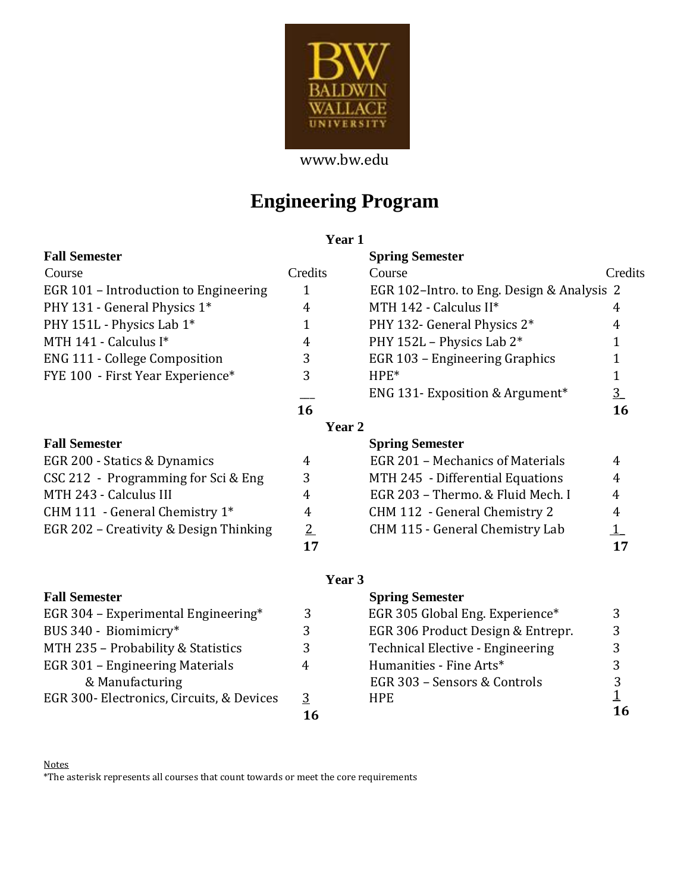BALDWIN WALLACE UNIVERSITY

www.bw.edu

# Engineering Program

## Year 1

| Fall Semester | | Spring Semester | |
|---|---|---|---|
| Course | Credits | Course | Credits |
| EGR 101 – Introduction to Engineering | 1 | EGR 102–Intro. to Eng. Design & Analysis | 2 |
| PHY 131 - General Physics 1* | 4 | MTH 142 - Calculus II* | 4 |
| PHY 151L - Physics Lab 1* | 1 | PHY 132- General Physics 2* | 4 |
| MTH 141 - Calculus I* | 4 | PHY 152L – Physics Lab 2* | 1 |
| ENG 111 - College Composition | 3 | EGR 103 – Engineering Graphics | 1 |
| FYE 100 - First Year Experience* | 3 | HPE* | 1 |
| | | ENG 131- Exposition & Argument* | 3 |
| | **16** | | **16** |

## Year 2

| Fall Semester | | Spring Semester | |
|---|---|---|---|
| EGR 200 - Statics & Dynamics | 4 | EGR 201 – Mechanics of Materials | 4 |
| CSC 212 - Programming for Sci & Eng | 3 | MTH 245 - Differential Equations | 4 |
| MTH 243 - Calculus III | 4 | EGR 203 – Thermo. & Fluid Mech. I | 4 |
| CHM 111 - General Chemistry 1* | 4 | CHM 112 - General Chemistry 2 | 4 |
| EGR 202 – Creativity & Design Thinking | 2 | CHM 115 - General Chemistry Lab | 1 |
| | **17** | | **17** |

## Year 3

| Fall Semester | | Spring Semester | |
|---|---|---|---|
| EGR 304 – Experimental Engineering* | 3 | EGR 305 Global Eng. Experience* | 3 |
| BUS 340 - Biomimicry* | 3 | EGR 306 Product Design & Entrepr. | 3 |
| MTH 235 – Probability & Statistics | 3 | Technical Elective - Engineering | 3 |
| EGR 301 – Engineering Materials & Manufacturing | 4 | Humanities - Fine Arts* | 3 |
| | | EGR 303 – Sensors & Controls | 3 |
| EGR 300- Electronics, Circuits, & Devices | 3 | HPE | 1 |
| | **16** | | **16** |

Notes

*The asterisk represents all courses that count towards or meet the core requirements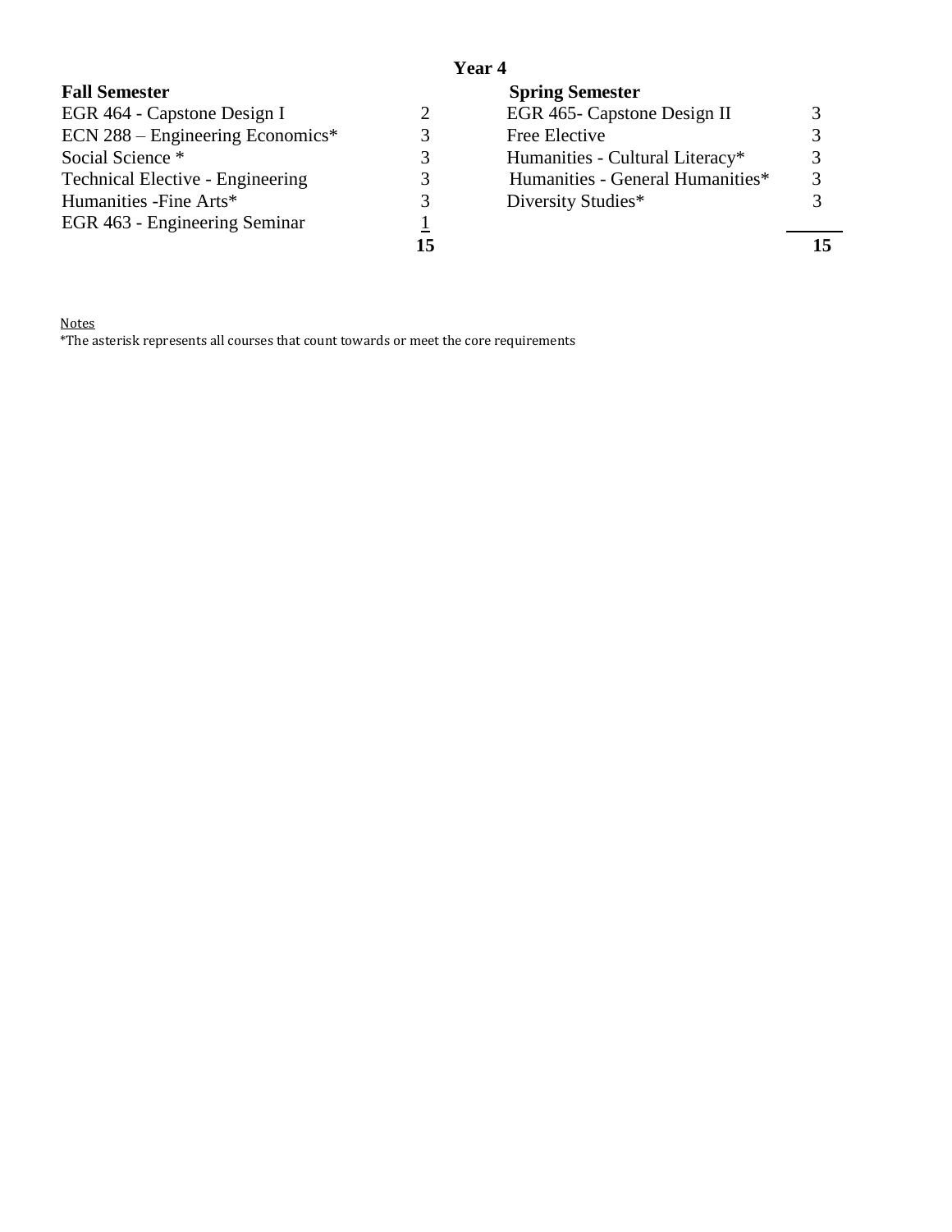## Year 4

| Fall Semester | | Spring Semester | |
|---|---|---|---|
| EGR 464 - Capstone Design I | 2 | EGR 465- Capstone Design II | 3 |
| ECN 288 – Engineering Economics* | 3 | Free Elective | 3 |
| Social Science * | 3 | Humanities - Cultural Literacy* | 3 |
| Technical Elective - Engineering | 3 | Humanities - General Humanities* | 3 |
| Humanities -Fine Arts* | 3 | Diversity Studies* | 3 |
| EGR 463 - Engineering Seminar | 1 | | |
| | **15** | | **15** |

Notes

*The asterisk represents all courses that count towards or meet the core requirements